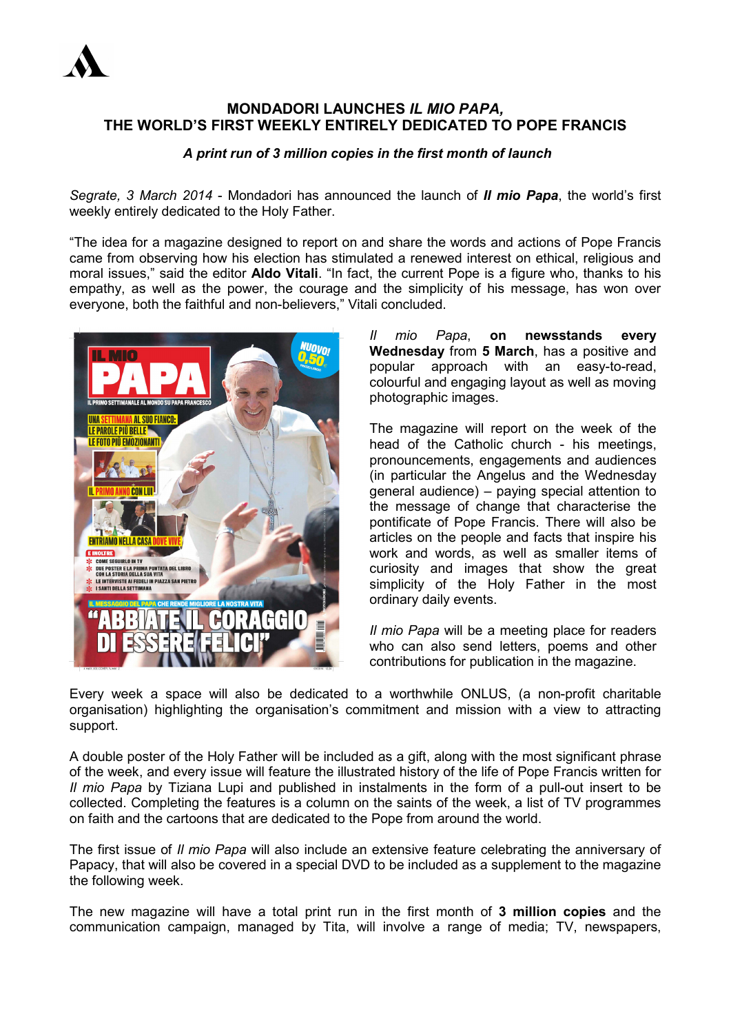# MONDADORI LAUNCHES *IL MIO PAPA*, THE WORLD'S FIRST WEEKLY ENTIRELY DEDICATED TO POPE FRANCIS

***A print run of 3 million copies in the first month of launch***

*Segrate, 3 March 2014* - Mondadori has announced the launch of ***Il mio Papa***, the world's first weekly entirely dedicated to the Holy Father.

"The idea for a magazine designed to report on and share the words and actions of Pope Francis came from observing how his election has stimulated a renewed interest on ethical, religious and moral issues," said the editor **Aldo Vitali**. "In fact, the current Pope is a figure who, thanks to his empathy, as well as the power, the courage and the simplicity of his message, has won over everyone, both the faithful and non-believers," Vitali concluded.

*Il mio Papa*, **on newsstands every Wednesday** from **5 March**, has a positive and popular approach with an easy-to-read, colourful and engaging layout as well as moving photographic images.

The magazine will report on the week of the head of the Catholic church - his meetings, pronouncements, engagements and audiences (in particular the Angelus and the Wednesday general audience) – paying special attention to the message of change that characterise the pontificate of Pope Francis. There will also be articles on the people and facts that inspire his work and words, as well as smaller items of curiosity and images that show the great simplicity of the Holy Father in the most ordinary daily events.

*Il mio Papa* will be a meeting place for readers who can also send letters, poems and other contributions for publication in the magazine.

Every week a space will also be dedicated to a worthwhile ONLUS, (a non-profit charitable organisation) highlighting the organisation's commitment and mission with a view to attracting support.

A double poster of the Holy Father will be included as a gift, along with the most significant phrase of the week, and every issue will feature the illustrated history of the life of Pope Francis written for *Il mio Papa* by Tiziana Lupi and published in instalments in the form of a pull-out insert to be collected. Completing the features is a column on the saints of the week, a list of TV programmes on faith and the cartoons that are dedicated to the Pope from around the world.

The first issue of *Il mio Papa* will also include an extensive feature celebrating the anniversary of Papacy, that will also be covered in a special DVD to be included as a supplement to the magazine the following week.

The new magazine will have a total print run in the first month of **3 million copies** and the communication campaign, managed by Tita, will involve a range of media; TV, newspapers,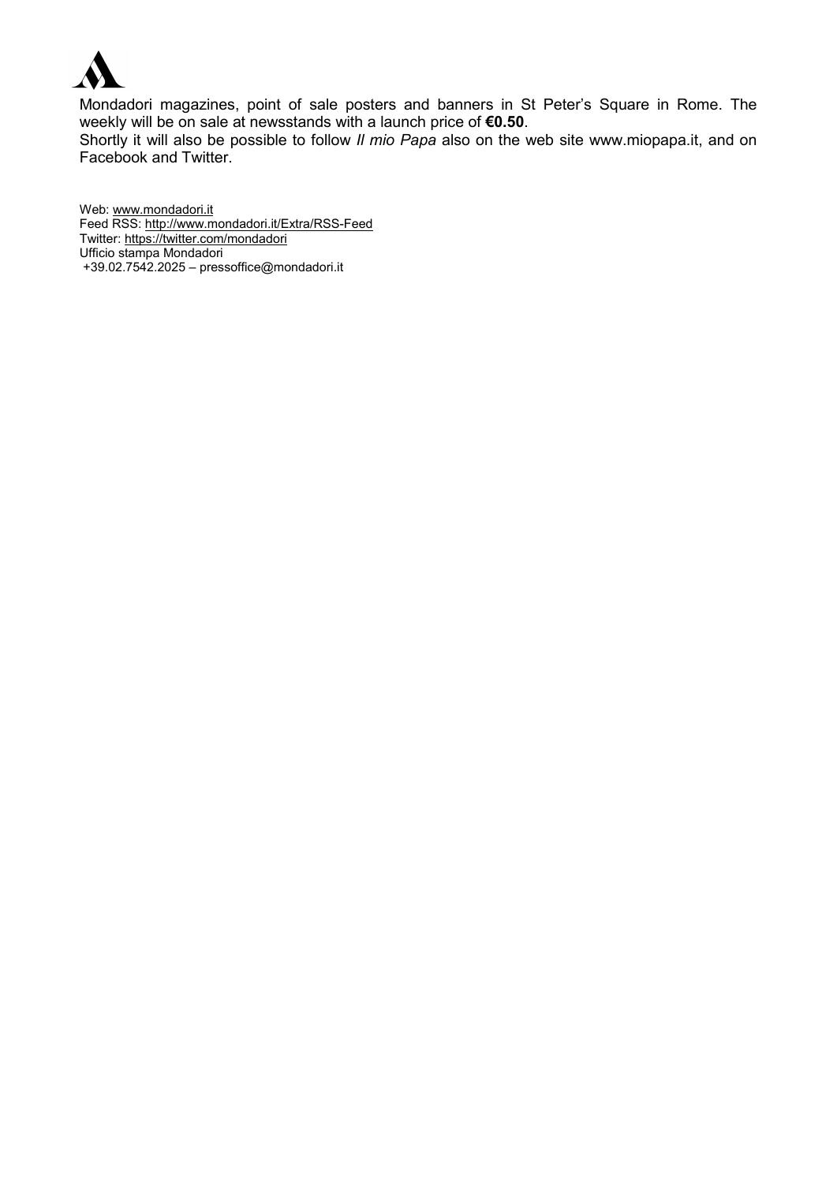Mondadori magazines, point of sale posters and banners in St Peter's Square in Rome. The weekly will be on sale at newsstands with a launch price of **€0.50**.

Shortly it will also be possible to follow *Il mio Papa* also on the web site www.miopapa.it, and on Facebook and Twitter.

Web: www.mondadori.it
Feed RSS: http://www.mondadori.it/Extra/RSS-Feed
Twitter: https://twitter.com/mondadori
Ufficio stampa Mondadori
+39.02.7542.2025 – pressoffice@mondadori.it